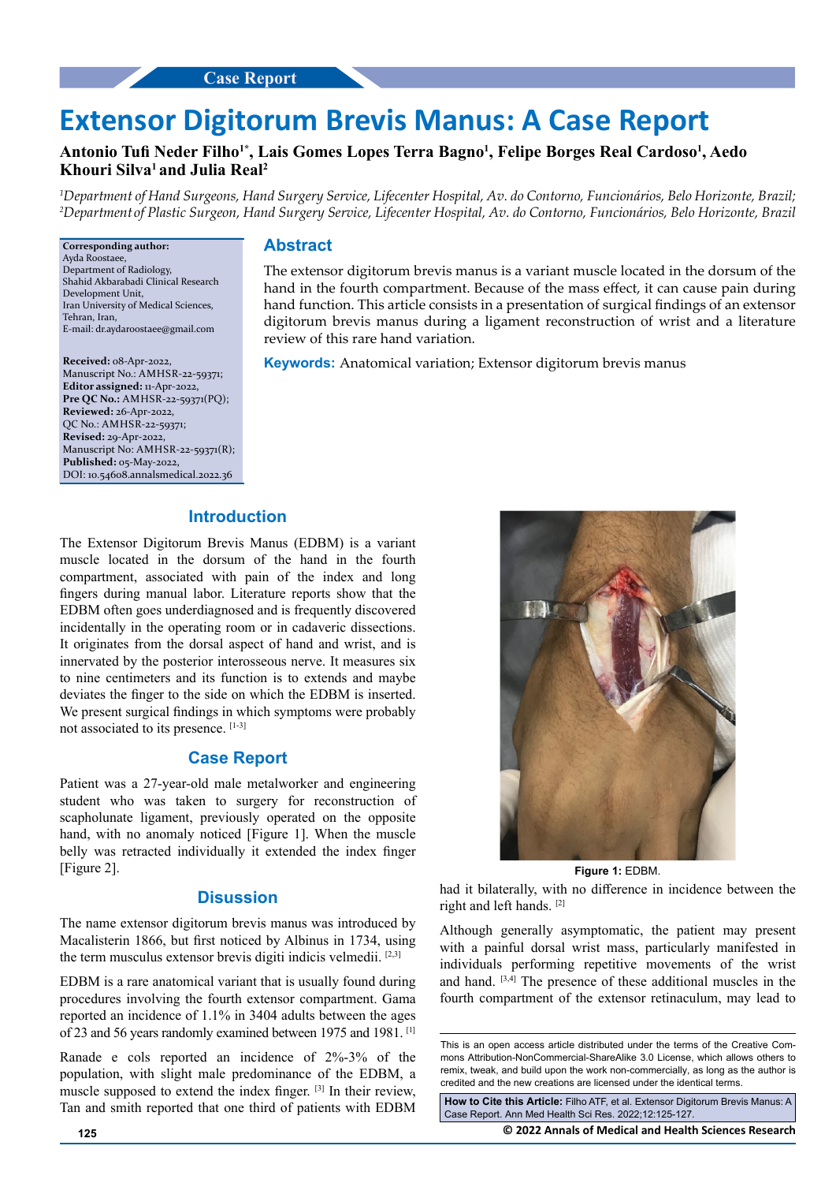Case Report

# Extensor Digitorum Brevis Manus: A Case Report

**Antonio Tufi Neder Filho[1*], Lais Gomes Lopes Terra Bagno[1], Felipe Borges Real Cardoso[1], Aedo Khouri Silva[1] and Julia Real[2]**

*[1]Department of Hand Surgeons, Hand Surgery Service, Lifecenter Hospital, Av. do Contorno, Funcionários, Belo Horizonte, Brazil; [2]Department of Plastic Surgeon, Hand Surgery Service, Lifecenter Hospital, Av. do Contorno, Funcionários, Belo Horizonte, Brazil*

**Corresponding author:**
Ayda Roostaee,
Department of Radiology,
Shahid Akbarabadi Clinical Research Development Unit,
Iran University of Medical Sciences,
Tehran, Iran,
E-mail: dr.aydaroostaee@gmail.com

**Received:** 08-Apr-2022,
Manuscript No.: AMHSR-22-59371;
**Editor assigned:** 11-Apr-2022,
**Pre QC No.:** AMHSR-22-59371(PQ);
**Reviewed:** 26-Apr-2022,
QC No.: AMHSR-22-59371;
**Revised:** 29-Apr-2022,
Manuscript No: AMHSR-22-59371(R);
**Published:** 05-May-2022,
DOI: 10.54608.annalsmedical.2022.36

## Abstract

The extensor digitorum brevis manus is a variant muscle located in the dorsum of the hand in the fourth compartment. Because of the mass effect, it can cause pain during hand function. This article consists in a presentation of surgical findings of an extensor digitorum brevis manus during a ligament reconstruction of wrist and a literature review of this rare hand variation.

**Keywords:** Anatomical variation; Extensor digitorum brevis manus

## Introduction

The Extensor Digitorum Brevis Manus (EDBM) is a variant muscle located in the dorsum of the hand in the fourth compartment, associated with pain of the index and long fingers during manual labor. Literature reports show that the EDBM often goes underdiagnosed and is frequently discovered incidentally in the operating room or in cadaveric dissections. It originates from the dorsal aspect of hand and wrist, and is innervated by the posterior interosseous nerve. It measures six to nine centimeters and its function is to extends and maybe deviates the finger to the side on which the EDBM is inserted. We present surgical findings in which symptoms were probably not associated to its presence. [1-3]

## Case Report

Patient was a 27-year-old male metalworker and engineering student who was taken to surgery for reconstruction of scapholunate ligament, previously operated on the opposite hand, with no anomaly noticed [Figure 1]. When the muscle belly was retracted individually it extended the index finger [Figure 2].

Figure 1: EDBM.

## Disussion

The name extensor digitorum brevis manus was introduced by Macalisterin 1866, but first noticed by Albinus in 1734, using the term musculus extensor brevis digiti indicis velmedii. [2,3]

EDBM is a rare anatomical variant that is usually found during procedures involving the fourth extensor compartment. Gama reported an incidence of 1.1% in 3404 adults between the ages of 23 and 56 years randomly examined between 1975 and 1981. [1]

Ranade e cols reported an incidence of 2%-3% of the population, with slight male predominance of the EDBM, a muscle supposed to extend the index finger. [3] In their review, Tan and smith reported that one third of patients with EDBM had it bilaterally, with no difference in incidence between the right and left hands. [2]

Although generally asymptomatic, the patient may present with a painful dorsal wrist mass, particularly manifested in individuals performing repetitive movements of the wrist and hand. [3,4] The presence of these additional muscles in the fourth compartment of the extensor retinaculum, may lead to

This is an open access article distributed under the terms of the Creative Commons Attribution-NonCommercial-ShareAlike 3.0 License, which allows others to remix, tweak, and build upon the work non-commercially, as long as the author is credited and the new creations are licensed under the identical terms.

**How to Cite this Article:** Filho ATF, et al. Extensor Digitorum Brevis Manus: A Case Report. Ann Med Health Sci Res. 2022;12:125-127.

© 2022 Annals of Medical and Health Sciences Research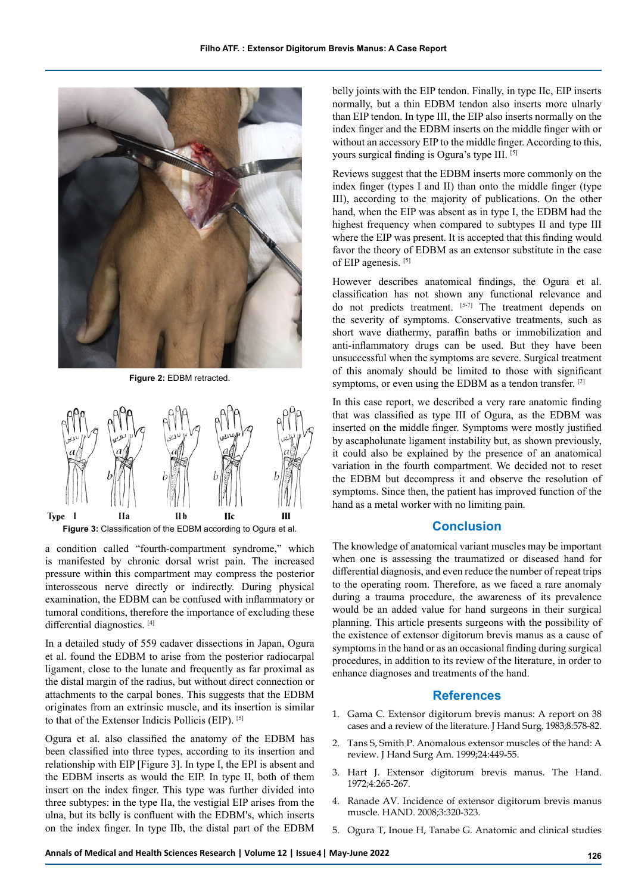Figure 2: EDBM retracted.

Figure 3: Classification of the EDBM according to Ogura et al.

a condition called "fourth-compartment syndrome," which is manifested by chronic dorsal wrist pain. The increased pressure within this compartment may compress the posterior interosseous nerve directly or indirectly. During physical examination, the EDBM can be confused with inflammatory or tumoral conditions, therefore the importance of excluding these differential diagnostics. [4]

In a detailed study of 559 cadaver dissections in Japan, Ogura et al. found the EDBM to arise from the posterior radiocarpal ligament, close to the lunate and frequently as far proximal as the distal margin of the radius, but without direct connection or attachments to the carpal bones. This suggests that the EDBM originates from an extrinsic muscle, and its insertion is similar to that of the Extensor Indicis Pollicis (EIP). [5]

Ogura et al. also classified the anatomy of the EDBM has been classified into three types, according to its insertion and relationship with EIP [Figure 3]. In type I, the EPI is absent and the EDBM inserts as would the EIP. In type II, both of them insert on the index finger. This type was further divided into three subtypes: in the type IIa, the vestigial EIP arises from the ulna, but its belly is confluent with the EDBM's, which inserts on the index finger. In type IIb, the distal part of the EDBM belly joints with the EIP tendon. Finally, in type IIc, EIP inserts normally, but a thin EDBM tendon also inserts more ulnarly than EIP tendon. In type III, the EIP also inserts normally on the index finger and the EDBM inserts on the middle finger with or without an accessory EIP to the middle finger. According to this, yours surgical finding is Ogura's type III. [5]

Reviews suggest that the EDBM inserts more commonly on the index finger (types I and II) than onto the middle finger (type III), according to the majority of publications. On the other hand, when the EIP was absent as in type I, the EDBM had the highest frequency when compared to subtypes II and type III where the EIP was present. It is accepted that this finding would favor the theory of EDBM as an extensor substitute in the case of EIP agenesis. [5]

However describes anatomical findings, the Ogura et al. classification has not shown any functional relevance and do not predicts treatment. [5-7] The treatment depends on the severity of symptoms. Conservative treatments, such as short wave diathermy, paraffin baths or immobilization and anti-inflammatory drugs can be used. But they have been unsuccessful when the symptoms are severe. Surgical treatment of this anomaly should be limited to those with significant symptoms, or even using the EDBM as a tendon transfer. [2]

In this case report, we described a very rare anatomic finding that was classified as type III of Ogura, as the EDBM was inserted on the middle finger. Symptoms were mostly justified by ascapholunate ligament instability but, as shown previously, it could also be explained by the presence of an anatomical variation in the fourth compartment. We decided not to reset the EDBM but decompress it and observe the resolution of symptoms. Since then, the patient has improved function of the hand as a metal worker with no limiting pain.

## Conclusion

The knowledge of anatomical variant muscles may be important when one is assessing the traumatized or diseased hand for differential diagnosis, and even reduce the number of repeat trips to the operating room. Therefore, as we faced a rare anomaly during a trauma procedure, the awareness of its prevalence would be an added value for hand surgeons in their surgical planning. This article presents surgeons with the possibility of the existence of extensor digitorum brevis manus as a cause of symptoms in the hand or as an occasional finding during surgical procedures, in addition to its review of the literature, in order to enhance diagnoses and treatments of the hand.

## References

1. Gama C. Extensor digitorum brevis manus: A report on 38 cases and a review of the literature. J Hand Surg. 1983;8:578-82.
2. Tans S, Smith P. Anomalous extensor muscles of the hand: A review. J Hand Surg Am. 1999;24:449-55.
3. Hart J. Extensor digitorum brevis manus. The Hand. 1972;4:265-267.
4. Ranade AV. Incidence of extensor digitorum brevis manus muscle. HAND. 2008;3:320-323.
5. Ogura T, Inoue H, Tanabe G. Anatomic and clinical studies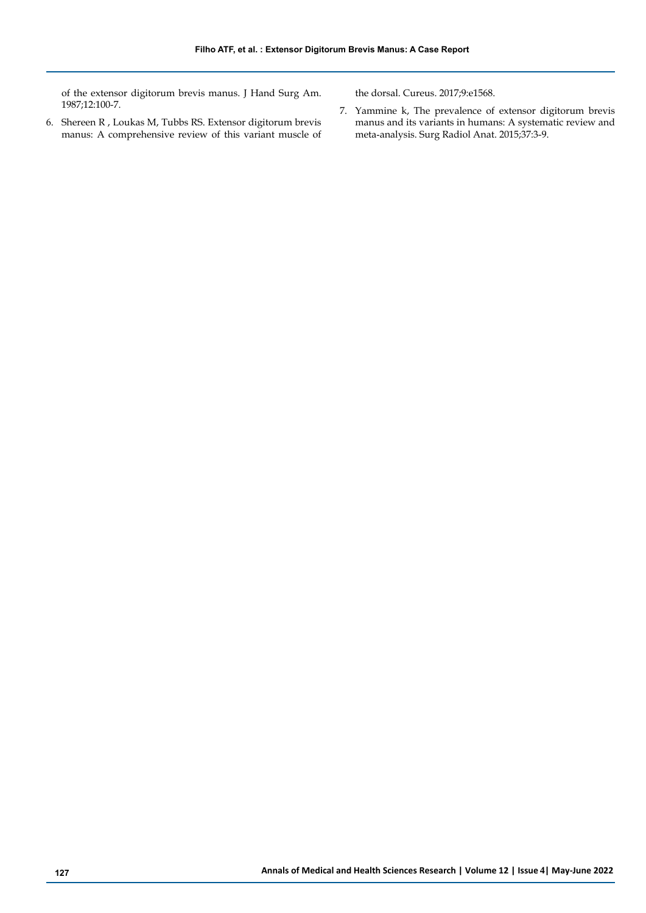of the extensor digitorum brevis manus. J Hand Surg Am. 1987;12:100-7.

6. Shereen R , Loukas M, Tubbs RS. Extensor digitorum brevis manus: A comprehensive review of this variant muscle of the dorsal. Cureus. 2017;9:e1568.

7. Yammine k, The prevalence of extensor digitorum brevis manus and its variants in humans: A systematic review and meta-analysis. Surg Radiol Anat. 2015;37:3-9.